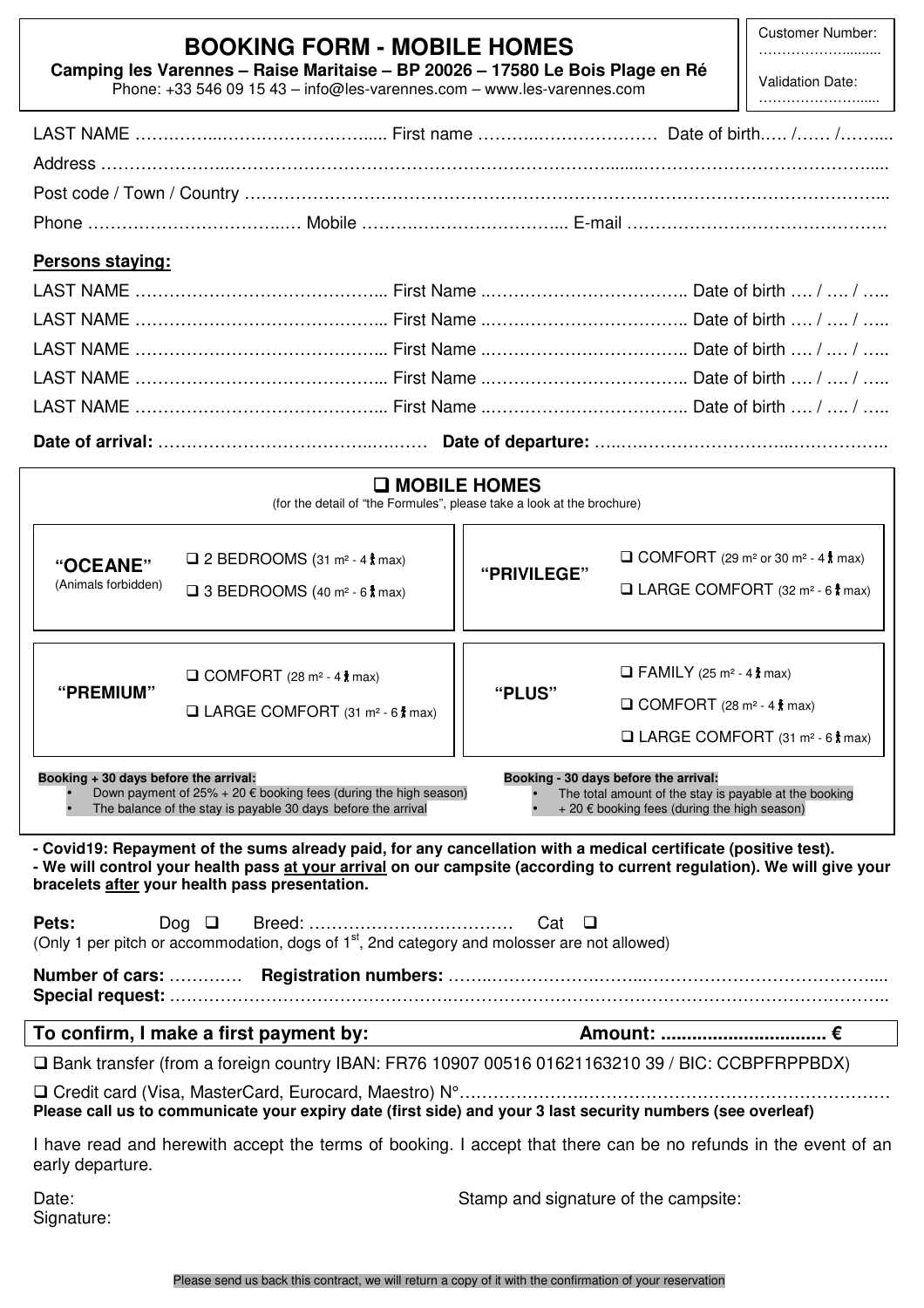# BOOKING FORM - MOBILE HOMES

**Camping les Varennes – Raise Maritaise – BP 20026 – 17580 Le Bois Plage en Ré**

Phone: +33 546 09 15 43 – info@les-varennes.com – www.les-varennes.com

Customer Number: ……………………..

Validation Date: ……………………..

LAST NAME ………………………………….... First name ……………………… Date of birth….. /…… /……...

Address ……………………………………………………………………………………………………………………..

Post code / Town / Country ……………………………………………………………………………………………...

Phone …………………………….… Mobile ……………………………... E-mail ……………………………………….

**Persons staying:**

LAST NAME ……………………………………... First Name ……………………………….. Date of birth …. / …. / …..

LAST NAME ……………………………………... First Name ……………………………….. Date of birth …. / …. / …..

LAST NAME ……………………………………... First Name ……………………………….. Date of birth …. / …. / …..

LAST NAME ……………………………………... First Name ……………………………….. Date of birth …. / …. / …..

LAST NAME ……………………………………... First Name ……………………………….. Date of birth …. / …. / …..

**Date of arrival:** …………………………………………… **Date of departure:** ……………………………………………..

## ❑ MOBILE HOMES

(for the detail of "the Formules", please take a look at the brochure)

**"OCEANE"** (Animals forbidden)
- ❑ 2 BEDROOMS (31 m² - 4 max)
- ❑ 3 BEDROOMS (40 m² - 6 max)

**"PRIVILEGE"**
- ❑ COMFORT (29 m² or 30 m² - 4 max)
- ❑ LARGE COMFORT (32 m² - 6 max)

**"PREMIUM"**
- ❑ COMFORT (28 m² - 4 max)
- ❑ LARGE COMFORT (31 m² - 6 max)

**"PLUS"**
- ❑ FAMILY (25 m² - 4 max)
- ❑ COMFORT (28 m² - 4 max)
- ❑ LARGE COMFORT (31 m² - 6 max)

**Booking + 30 days before the arrival:**
- Down payment of 25% + 20 € booking fees (during the high season)
- The balance of the stay is payable 30 days before the arrival

**Booking - 30 days before the arrival:**
- The total amount of the stay is payable at the booking
- + 20 € booking fees (during the high season)

**- Covid19: Repayment of the sums already paid, for any cancellation with a medical certificate (positive test).**
**- We will control your health pass at your arrival on our campsite (according to current regulation). We will give your bracelets after your health pass presentation.**

**Pets:** Dog ❑ Breed: ……………………………… Cat ❑
(Only 1 per pitch or accommodation, dogs of 1st, 2nd category and molosser are not allowed)

**Number of cars:** ………… **Registration numbers:** ……………………………………………………………………..
**Special request:** ……………………………………………………………………………………………………………..

**To confirm, I make a first payment by:** **Amount: ................................ €**

❑ Bank transfer (from a foreign country IBAN: FR76 10907 00516 01621163210 39 / BIC: CCBPFRPPBDX)

❑ Credit card (Visa, MasterCard, Eurocard, Maestro) N°…………………………………………………………………
**Please call us to communicate your expiry date (first side) and your 3 last security numbers (see overleaf)**

I have read and herewith accept the terms of booking. I accept that there can be no refunds in the event of an early departure.

Date:
Signature:

Stamp and signature of the campsite:

Please send us back this contract, we will return a copy of it with the confirmation of your reservation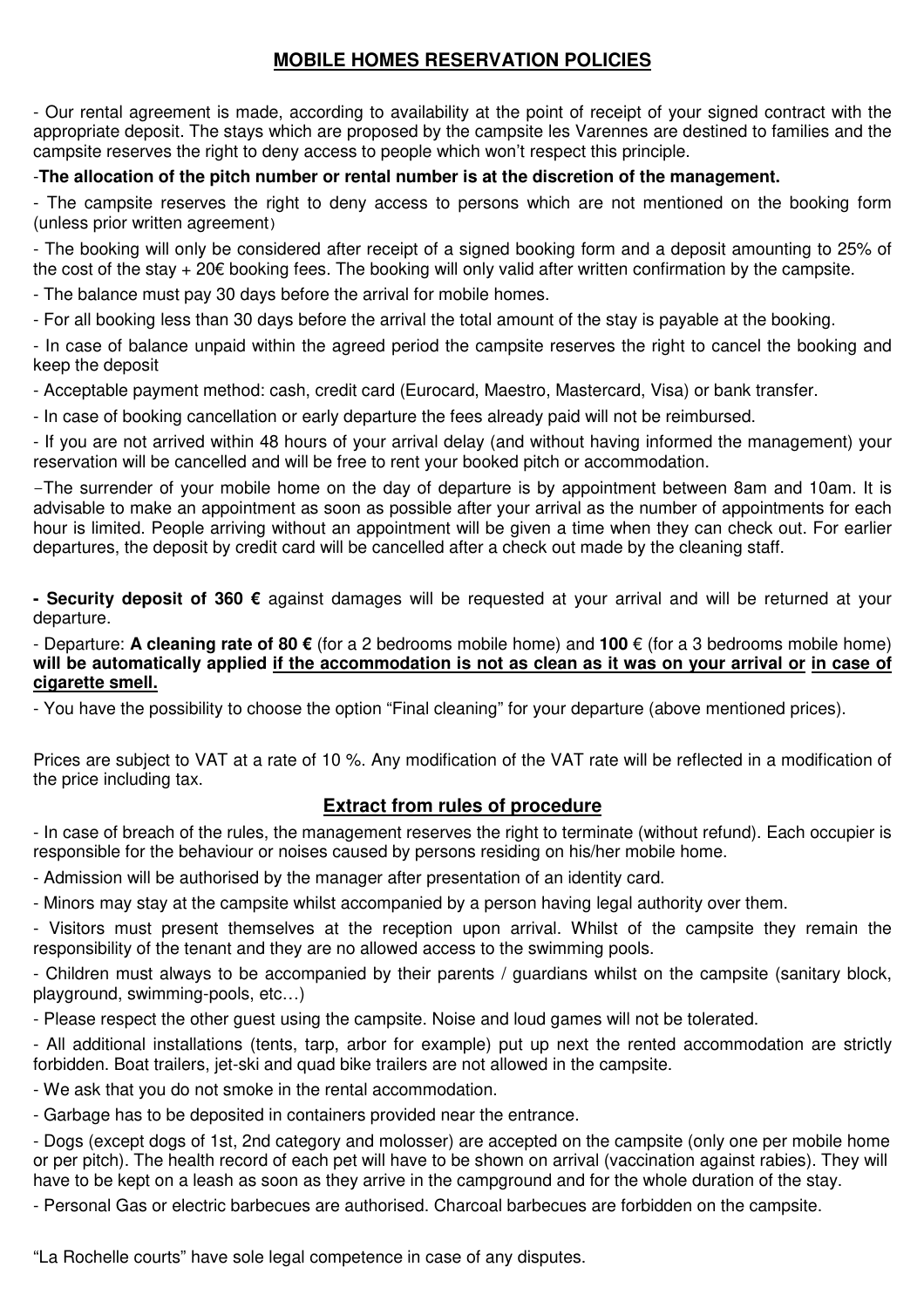## MOBILE HOMES RESERVATION POLICIES

- Our rental agreement is made, according to availability at the point of receipt of your signed contract with the appropriate deposit. The stays which are proposed by the campsite les Varennes are destined to families and the campsite reserves the right to deny access to people which won't respect this principle.

-**The allocation of the pitch number or rental number is at the discretion of the management.**

- The campsite reserves the right to deny access to persons which are not mentioned on the booking form (unless prior written agreement)

- The booking will only be considered after receipt of a signed booking form and a deposit amounting to 25% of the cost of the stay + 20€ booking fees. The booking will only valid after written confirmation by the campsite.

- The balance must pay 30 days before the arrival for mobile homes.

- For all booking less than 30 days before the arrival the total amount of the stay is payable at the booking.

- In case of balance unpaid within the agreed period the campsite reserves the right to cancel the booking and keep the deposit

- Acceptable payment method: cash, credit card (Eurocard, Maestro, Mastercard, Visa) or bank transfer.

- In case of booking cancellation or early departure the fees already paid will not be reimbursed.

- If you are not arrived within 48 hours of your arrival delay (and without having informed the management) your reservation will be cancelled and will be free to rent your booked pitch or accommodation.

−The surrender of your mobile home on the day of departure is by appointment between 8am and 10am. It is advisable to make an appointment as soon as possible after your arrival as the number of appointments for each hour is limited. People arriving without an appointment will be given a time when they can check out. For earlier departures, the deposit by credit card will be cancelled after a check out made by the cleaning staff.

**- Security deposit of 360 €** against damages will be requested at your arrival and will be returned at your departure.

- Departure: **A cleaning rate of 80 €** (for a 2 bedrooms mobile home) and **100** € (for a 3 bedrooms mobile home) **will be automatically applied <u>if the accommodation is not as clean as it was on your arrival or</u> <u>in case of cigarette smell.</u>**

- You have the possibility to choose the option "Final cleaning" for your departure (above mentioned prices).

Prices are subject to VAT at a rate of 10 %. Any modification of the VAT rate will be reflected in a modification of the price including tax.

## Extract from rules of procedure

- In case of breach of the rules, the management reserves the right to terminate (without refund). Each occupier is responsible for the behaviour or noises caused by persons residing on his/her mobile home.

- Admission will be authorised by the manager after presentation of an identity card.

- Minors may stay at the campsite whilst accompanied by a person having legal authority over them.

- Visitors must present themselves at the reception upon arrival. Whilst of the campsite they remain the responsibility of the tenant and they are no allowed access to the swimming pools.

- Children must always to be accompanied by their parents / guardians whilst on the campsite (sanitary block, playground, swimming-pools, etc…)

- Please respect the other guest using the campsite. Noise and loud games will not be tolerated.

- All additional installations (tents, tarp, arbor for example) put up next the rented accommodation are strictly forbidden. Boat trailers, jet-ski and quad bike trailers are not allowed in the campsite.

- We ask that you do not smoke in the rental accommodation.

- Garbage has to be deposited in containers provided near the entrance.

- Dogs (except dogs of 1st, 2nd category and molosser) are accepted on the campsite (only one per mobile home or per pitch). The health record of each pet will have to be shown on arrival (vaccination against rabies). They will have to be kept on a leash as soon as they arrive in the campground and for the whole duration of the stay.

- Personal Gas or electric barbecues are authorised. Charcoal barbecues are forbidden on the campsite.

"La Rochelle courts" have sole legal competence in case of any disputes.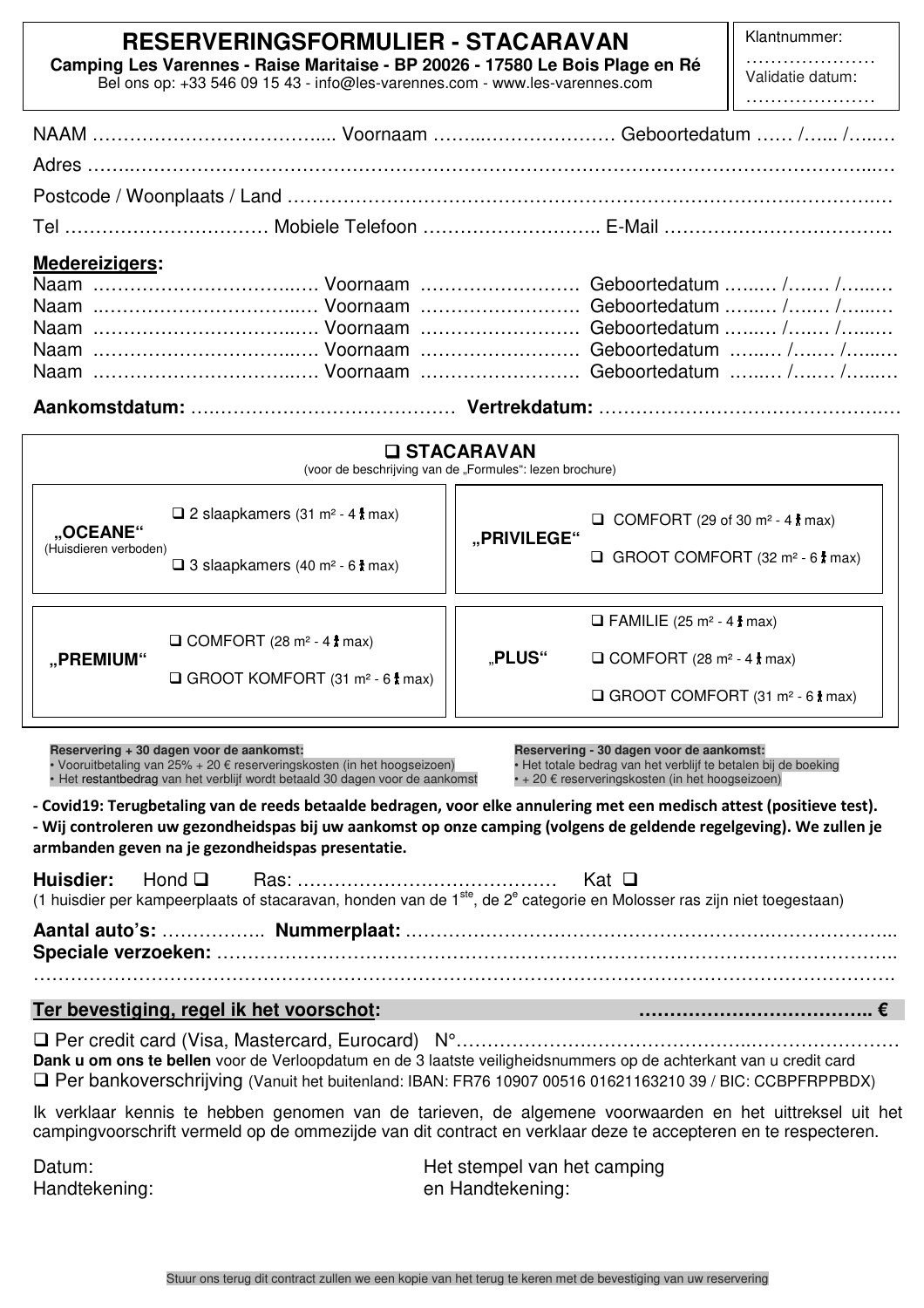# RESERVERINGSFORMULIER - STACARAVAN

**Camping Les Varennes - Raise Maritaise - BP 20026 - 17580 Le Bois Plage en Ré**
Bel ons op: +33 546 09 15 43 - info@les-varennes.com - www.les-varennes.com

Klantnummer: …………………
Validatie datum: …………………

NAAM ………………………………... Voornaam ……..………………… Geboortedatum …… /….. /…..…

Adres ……..………………………………………………………………………………………………..…

Postcode / Woonplaats / Land ………………………………………………………………….…………..…

Tel …………………………… Mobiele Telefoon ……………………….. E-Mail ………………………………

**Medereizigers:**

Naam ……………….…………..…. Voornaam ……………………. Geboortedatum …..… /…… /…..…
Naam ..……………….…………..…. Voornaam ……………………. Geboortedatum …..… /…… /…..…
Naam ……………….…………..…. Voornaam ……………………. Geboortedatum …..… /…… /…..…
Naam ……………….…………..…. Voornaam ……………………. Geboortedatum …..… /…… /…..…
Naam ……………….…………..…. Voornaam ……………………. Geboortedatum …..… /…… /…..…

**Aankomstdatum:** ….………………………………… **Vertrekdatum:** …………………………………….…

## ❑ STACARAVAN

(voor de beschrijving van de „Formules": lezen brochure)

| | |
|---|---|
| **„OCEANE"** (Huisdieren verboden) | ❑ 2 slaapkamers (31 m² - 4 max)<br>❑ 3 slaapkamers (40 m² - 6 max) |
| **„PRIVILEGE"** | ❑ COMFORT (29 of 30 m² - 4 max)<br>❑ GROOT COMFORT (32 m² - 6 max) |
| **„PREMIUM"** | ❑ COMFORT (28 m² - 4 max)<br>❑ GROOT KOMFORT (31 m² - 6 max) |
| **„PLUS"** | ❑ FAMILIE (25 m² - 4 max)<br>❑ COMFORT (28 m² - 4 max)<br>❑ GROOT COMFORT (31 m² - 6 max) |

**Reservering + 30 dagen voor de aankomst:**
- Vooruitbetaling van 25% + 20 € reserveringskosten (in het hoogseizoen)
- Het restantbedrag van het verblijf wordt betaald 30 dagen voor de aankomst

**Reservering - 30 dagen voor de aankomst:**
- Het totale bedrag van het verblijf te betalen bij de boeking
- + 20 € reserveringskosten (in het hoogseizoen)

**- Covid19: Terugbetaling van de reeds betaalde bedragen, voor elke annulering met een medisch attest (positieve test).**
**- Wij controleren uw gezondheidspas bij uw aankomst op onze camping (volgens de geldende regelgeving). We zullen je armbanden geven na je gezondheidspas presentatie.**

**Huisdier:** Hond ❑ Ras: …………………………………… Kat ❑
(1 huisdier per kampeerplaats of stacaravan, honden van de 1ste, de 2e categorie en Molosser ras zijn niet toegestaan)

**Aantal auto's:** …………….. **Nummerplaat:** ……………………………………………………………...
**Speciale verzoeken:** ………………………………………………………………………………………….
……………………………………………………………………………………………………………………

**Ter bevestiging, regel ik het voorschot:** ……………………………….. €

❑ Per credit card (Visa, Mastercard, Eurocard) N°……………………………………………………………
**Dank u om ons te bellen** voor de Verloopdatum en de 3 laatste veiligheidsnummers op de achterkant van u credit card
❑ Per bankoverschrijving (Vanuit het buitenland: IBAN: FR76 10907 00516 01621163210 39 / BIC: CCBPFRPPBDX)

Ik verklaar kennis te hebben genomen van de tarieven, de algemene voorwaarden en het uittreksel uit het campingvoorschrift vermeld op de ommezijde van dit contract en verklaar deze te accepteren en te respecteren.

Datum:
Handtekening:

Het stempel van het camping
en Handtekening:

Stuur ons terug dit contract zullen we een kopie van het terug te keren met de bevestiging van uw reservering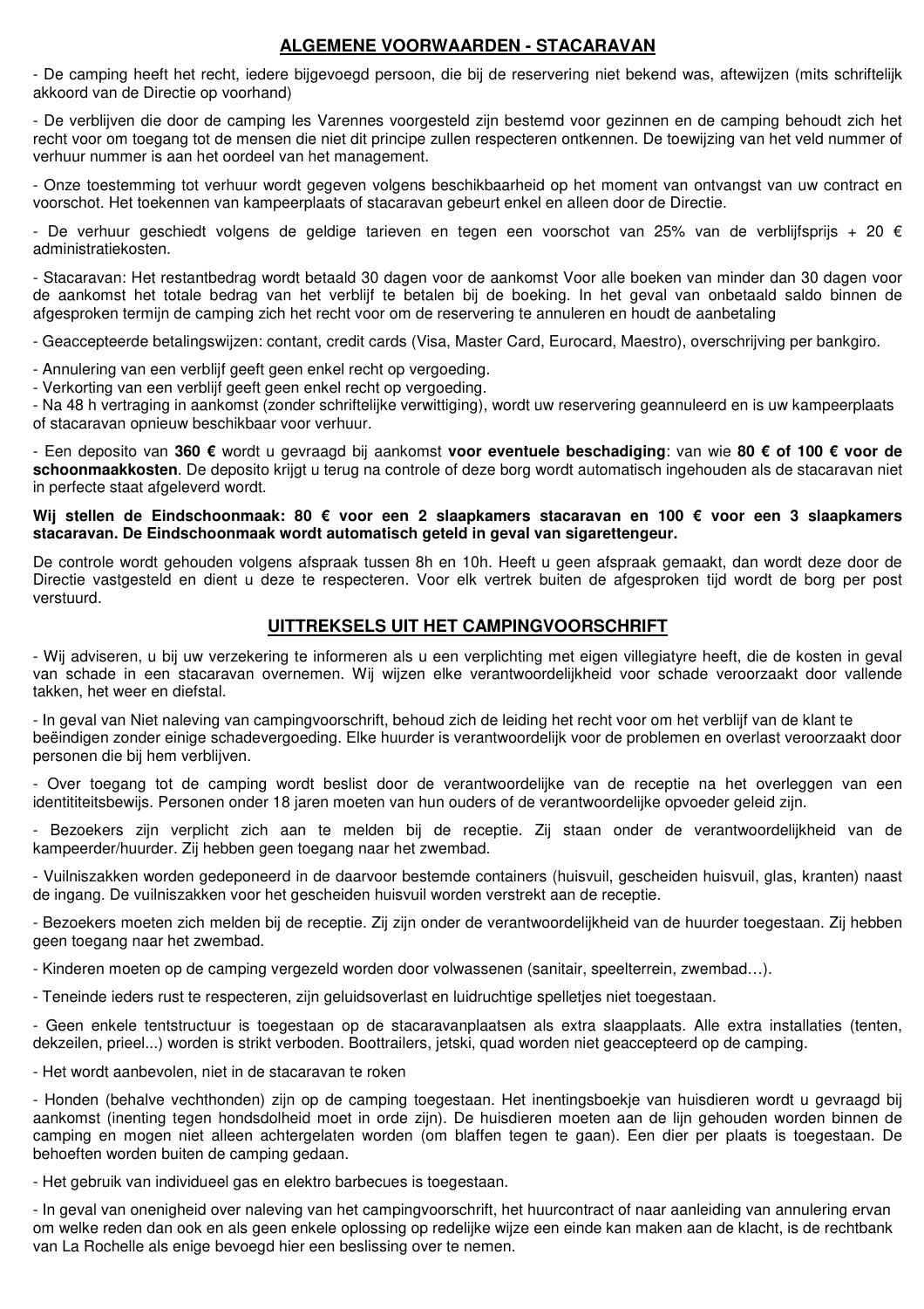## ALGEMENE VOORWAARDEN - STACARAVAN

- De camping heeft het recht, iedere bijgevoegd persoon, die bij de reservering niet bekend was, aftewijzen (mits schriftelijk akkoord van de Directie op voorhand)

- De verblijven die door de camping les Varennes voorgesteld zijn bestemd voor gezinnen en de camping behoudt zich het recht voor om toegang tot de mensen die niet dit principe zullen respecteren ontkennen. De toewijzing van het veld nummer of verhuur nummer is aan het oordeel van het management.

- Onze toestemming tot verhuur wordt gegeven volgens beschikbaarheid op het moment van ontvangst van uw contract en voorschot. Het toekennen van kampeerplaats of stacaravan gebeurt enkel en alleen door de Directie.

- De verhuur geschiedt volgens de geldige tarieven en tegen een voorschot van 25% van de verblijfsprijs + 20 € administratiekosten.

- Stacaravan: Het restantbedrag wordt betaald 30 dagen voor de aankomst Voor alle boeken van minder dan 30 dagen voor de aankomst het totale bedrag van het verblijf te betalen bij de boeking. In het geval van onbetaald saldo binnen de afgesproken termijn de camping zich het recht voor om de reservering te annuleren en houdt de aanbetaling

- Geaccepteerde betalingswijzen: contant, credit cards (Visa, Master Card, Eurocard, Maestro), overschrijving per bankgiro.

- Annulering van een verblijf geeft geen enkel recht op vergoeding.
- Verkorting van een verblijf geeft geen enkel recht op vergoeding.
- Na 48 h vertraging in aankomst (zonder schriftelijke verwittiging), wordt uw reservering geannuleerd en is uw kampeerplaats of stacaravan opnieuw beschikbaar voor verhuur.

- Een deposito van **360 €** wordt u gevraagd bij aankomst **voor eventuele beschadiging**: van wie **80 € of 100 € voor de schoonmaakkosten**. De deposito krijgt u terug na controle of deze borg wordt automatisch ingehouden als de stacaravan niet in perfecte staat afgeleverd wordt.

**Wij stellen de Eindschoonmaak: 80 € voor een 2 slaapkamers stacaravan en 100 € voor een 3 slaapkamers stacaravan. De Eindschoonmaak wordt automatisch geteld in geval van sigarettengeur.**

De controle wordt gehouden volgens afspraak tussen 8h en 10h. Heeft u geen afspraak gemaakt, dan wordt deze door de Directie vastgesteld en dient u deze te respecteren. Voor elk vertrek buiten de afgesproken tijd wordt de borg per post verstuurd.

## UITTREKSELS UIT HET CAMPINGVOORSCHRIFT

- Wij adviseren, u bij uw verzekering te informeren als u een verplichting met eigen villegiatyre heeft, die de kosten in geval van schade in een stacaravan overnemen. Wij wijzen elke verantwoordelijkheid voor schade veroorzaakt door vallende takken, het weer en diefstal.

- In geval van Niet naleving van campingvoorschrift, behoud zich de leiding het recht voor om het verblijf van de klant te beëindigen zonder einige schadevergoeding. Elke huurder is verantwoordelijk voor de problemen en overlast veroorzaakt door personen die bij hem verblijven.

- Over toegang tot de camping wordt beslist door de verantwoordelijke van de receptie na het overleggen van een identititeitsbewijs. Personen onder 18 jaren moeten van hun ouders of de verantwoordelijke opvoeder geleid zijn.

- Bezoekers zijn verplicht zich aan te melden bij de receptie. Zij staan onder de verantwoordelijkheid van de kampeerder/huurder. Zij hebben geen toegang naar het zwembad.

- Vuilniszakken worden gedeponeerd in de daarvoor bestemde containers (huisvuil, gescheiden huisvuil, glas, kranten) naast de ingang. De vuilniszakken voor het gescheiden huisvuil worden verstrekt aan de receptie.

- Bezoekers moeten zich melden bij de receptie. Zij zijn onder de verantwoordelijkheid van de huurder toegestaan. Zij hebben geen toegang naar het zwembad.

- Kinderen moeten op de camping vergezeld worden door volwassenen (sanitair, speelterrein, zwembad…).

- Teneinde ieders rust te respecteren, zijn geluidsoverlast en luidruchtige spelletjes niet toegestaan.

- Geen enkele tentstructuur is toegestaan op de stacaravanplaatsen als extra slaapplaats. Alle extra installaties (tenten, dekzeilen, prieel...) worden is strikt verboden. Boottrailers, jetski, quad worden niet geaccepteerd op de camping.

- Het wordt aanbevolen, niet in de stacaravan te roken

- Honden (behalve vechthonden) zijn op de camping toegestaan. Het inentingsboekje van huisdieren wordt u gevraagd bij aankomst (inenting tegen hondsdolheid moet in orde zijn). De huisdieren moeten aan de lijn gehouden worden binnen de camping en mogen niet alleen achtergelaten worden (om blaffen tegen te gaan). Een dier per plaats is toegestaan. De behoeften worden buiten de camping gedaan.

- Het gebruik van individueel gas en elektro barbecues is toegestaan.

- In geval van onenigheid over naleving van het campingvoorschrift, het huurcontract of naar aanleiding van annulering ervan om welke reden dan ook en als geen enkele oplossing op redelijke wijze een einde kan maken aan de klacht, is de rechtbank van La Rochelle als enige bevoegd hier een beslissing over te nemen.